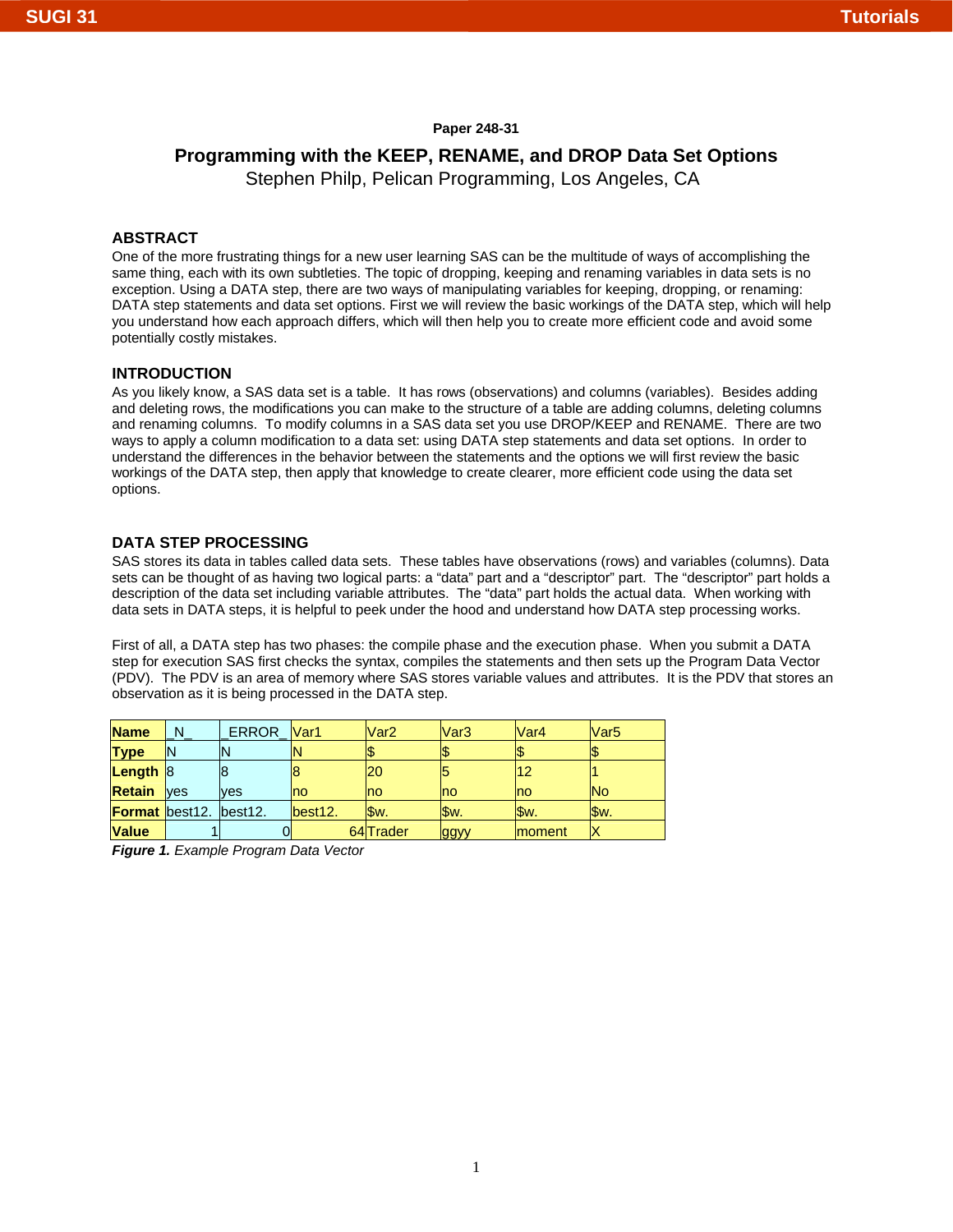Paper 248-31

# Programming with the KEEP, RENAME, and DROP Data Set Options

Stephen Philp, Pelican Programming, Los Angeles, CA

## ABSTRACT

One of the more frustrating things for a new user learning SAS can be the multitude of ways of accomplishing the same thing, each with its own subtleties. The topic of dropping, keeping and renaming variables in data sets is no exception. Using a DATA step, there are two ways of manipulating variables for keeping, dropping, or renaming: DATA step statements and data set options. First we will review the basic workings of the DATA step, which will help you understand how each approach differs, which will then help you to create more efficient code and avoid some potentially costly mistakes.

## INTRODUCTION

As you likely know, a SAS data set is a table. It has rows (observations) and columns (variables). Besides adding and deleting rows, the modifications you can make to the structure of a table are adding columns, deleting columns and renaming columns. To modify columns in a SAS data set you use DROP/KEEP and RENAME. There are two ways to apply a column modification to a data set: using DATA step statements and data set options. In order to understand the differences in the behavior between the statements and the options we will first review the basic workings of the DATA step, then apply that knowledge to create clearer, more efficient code using the data set options.

## DATA STEP PROCESSING

SAS stores its data in tables called data sets. These tables have observations (rows) and variables (columns). Data sets can be thought of as having two logical parts: a "data" part and a "descriptor" part. The "descriptor" part holds a description of the data set including variable attributes. The "data" part holds the actual data. When working with data sets in DATA steps, it is helpful to peek under the hood and understand how DATA step processing works.

First of all, a DATA step has two phases: the compile phase and the execution phase. When you submit a DATA step for execution SAS first checks the syntax, compiles the statements and then sets up the Program Data Vector (PDV). The PDV is an area of memory where SAS stores variable values and attributes. It is the PDV that stores an observation as it is being processed in the DATA step.

| **Name** | _N_ | _ERROR_ | Var1 | Var2 | Var3 | Var4 | Var5 |
|---|---|---|---|---|---|---|---|
| **Type** | N | N | N | $ | $ | $ | $ |
| **Length** | 8 | 8 | 8 | 20 | 5 | 12 | 1 |
| **Retain** | yes | yes | no | no | no | no | No |
| **Format** | best12. | best12. | best12. | $w. | $w. | $w. | $w. |
| **Value** | 1 | 0 | 64 | Trader | ggyy | moment | X |

***Figure 1.*** *Example Program Data Vector*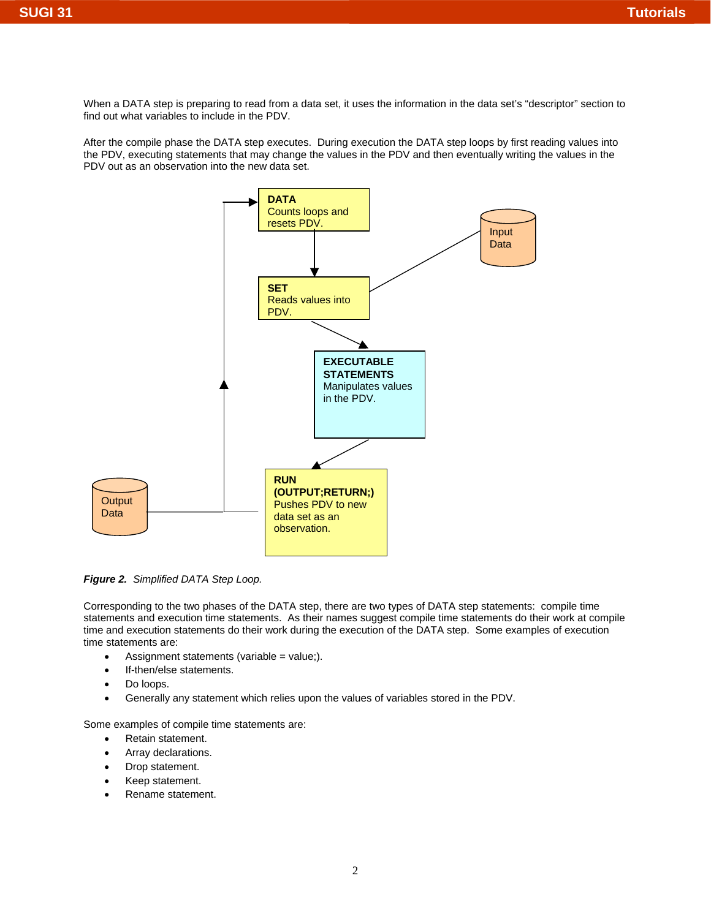When a DATA step is preparing to read from a data set, it uses the information in the data set's "descriptor" section to find out what variables to include in the PDV.

After the compile phase the DATA step executes. During execution the DATA step loops by first reading values into the PDV, executing statements that may change the values in the PDV and then eventually writing the values in the PDV out as an observation into the new data set.

***Figure 2.*** *Simplified DATA Step Loop.*

Corresponding to the two phases of the DATA step, there are two types of DATA step statements: compile time statements and execution time statements. As their names suggest compile time statements do their work at compile time and execution statements do their work during the execution of the DATA step. Some examples of execution time statements are:

- Assignment statements (variable = value;).
- If-then/else statements.
- Do loops.
- Generally any statement which relies upon the values of variables stored in the PDV.

Some examples of compile time statements are:

- Retain statement.
- Array declarations.
- Drop statement.
- Keep statement.
- Rename statement.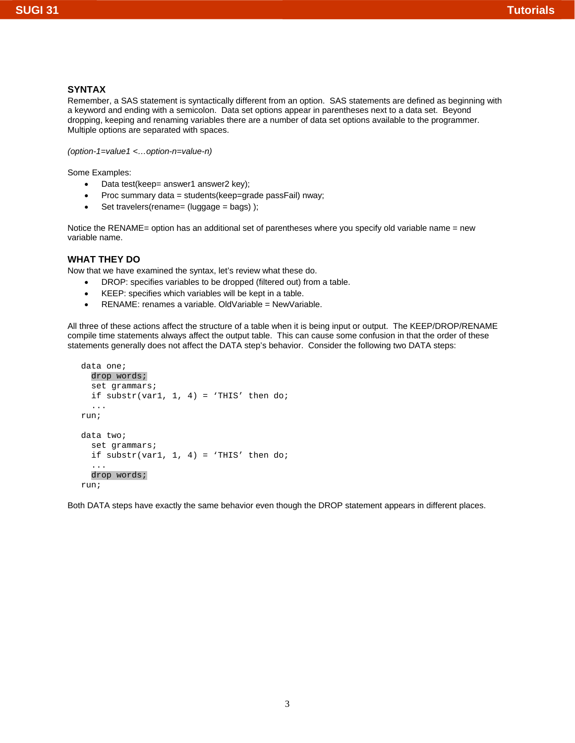## SYNTAX

Remember, a SAS statement is syntactically different from an option. SAS statements are defined as beginning with a keyword and ending with a semicolon. Data set options appear in parentheses next to a data set. Beyond dropping, keeping and renaming variables there are a number of data set options available to the programmer. Multiple options are separated with spaces.

*(option-1=value1 <…option-n=value-n)*

Some Examples:

- Data test(keep= answer1 answer2 key);
- Proc summary data = students(keep=grade passFail) nway;
- Set travelers(rename= (luggage = bags) );

Notice the RENAME= option has an additional set of parentheses where you specify old variable name = new variable name.

## WHAT THEY DO

Now that we have examined the syntax, let's review what these do.

- DROP: specifies variables to be dropped (filtered out) from a table.
- KEEP: specifies which variables will be kept in a table.
- RENAME: renames a variable. OldVariable = NewVariable.

All three of these actions affect the structure of a table when it is being input or output. The KEEP/DROP/RENAME compile time statements always affect the output table. This can cause some confusion in that the order of these statements generally does not affect the DATA step's behavior. Consider the following two DATA steps:

```
data one;
  drop words;
  set grammars;
  if substr(var1, 1, 4) = 'THIS' then do;
  ...
run;

data two;
  set grammars;
  if substr(var1, 1, 4) = 'THIS' then do;
  ...
  drop words;
run;
```

Both DATA steps have exactly the same behavior even though the DROP statement appears in different places.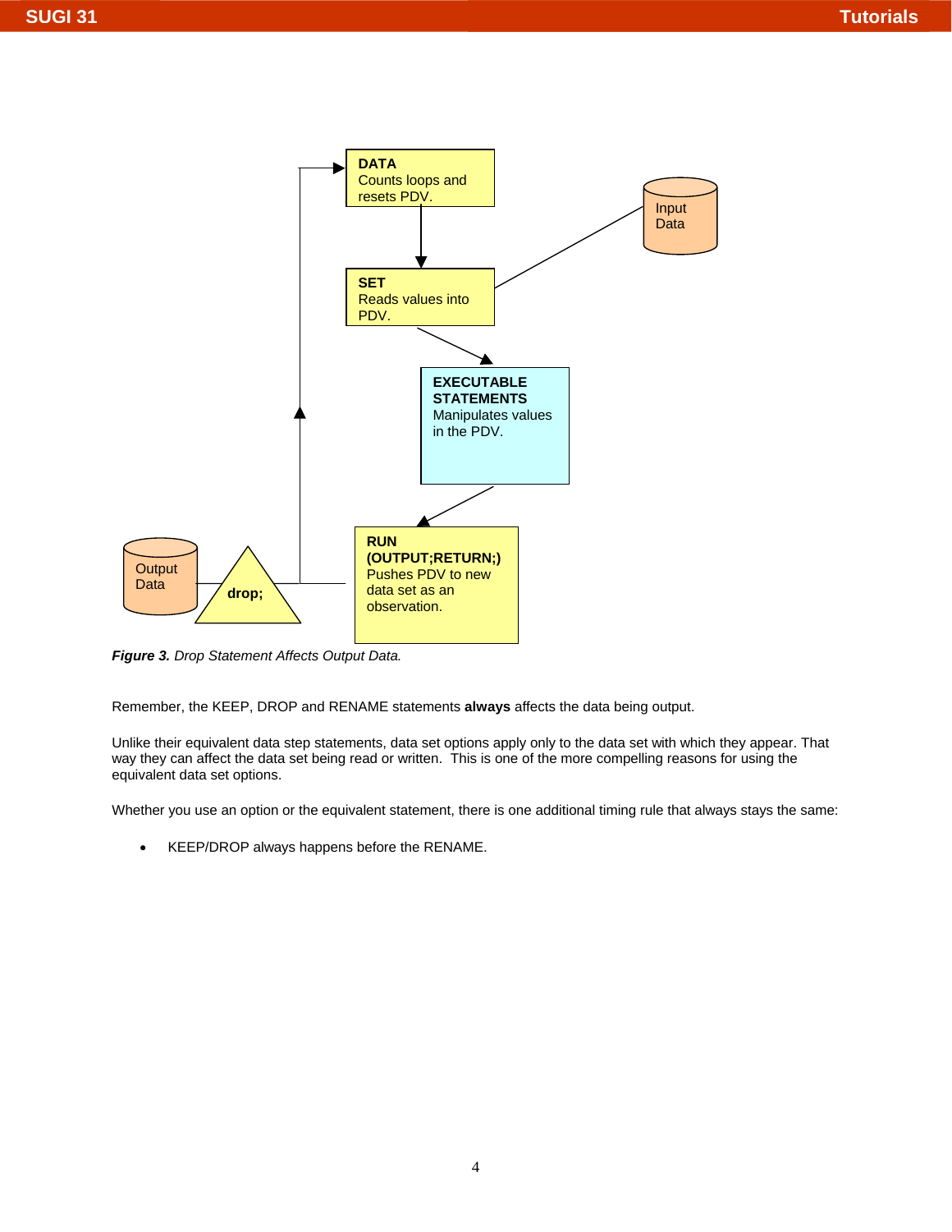DATA
Counts loops and resets PDV.

SET
Reads values into PDV.

Input Data

EXECUTABLE STATEMENTS
Manipulates values in the PDV.

RUN
(OUTPUT;RETURN;)
Pushes PDV to new data set as an observation.

Output Data

drop;

***Figure 3.*** *Drop Statement Affects Output Data.*

Remember, the KEEP, DROP and RENAME statements **always** affects the data being output.

Unlike their equivalent data step statements, data set options apply only to the data set with which they appear. That way they can affect the data set being read or written. This is one of the more compelling reasons for using the equivalent data set options.

Whether you use an option or the equivalent statement, there is one additional timing rule that always stays the same:

- KEEP/DROP always happens before the RENAME.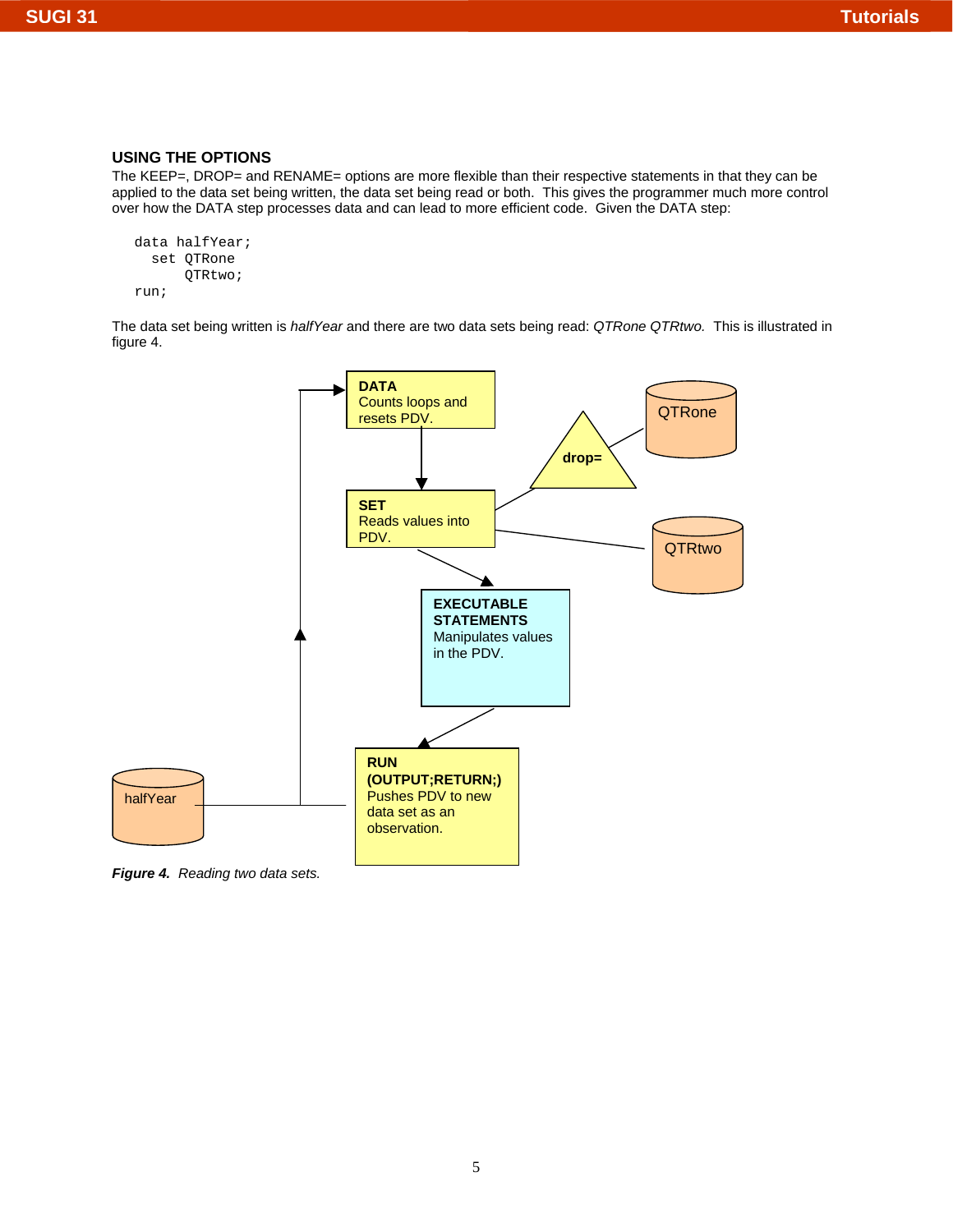## USING THE OPTIONS

The KEEP=, DROP= and RENAME= options are more flexible than their respective statements in that they can be applied to the data set being written, the data set being read or both. This gives the programmer much more control over how the DATA step processes data and can lead to more efficient code. Given the DATA step:

```
data halfYear;
  set QTRone
      QTRtwo;
run;
```

The data set being written is *halfYear* and there are two data sets being read: *QTRone QTRtwo.* This is illustrated in figure 4.

**DATA**
Counts loops and resets PDV.

**SET**
Reads values into PDV.

**EXECUTABLE STATEMENTS**
Manipulates values in the PDV.

**RUN (OUTPUT;RETURN;)**
Pushes PDV to new data set as an observation.

drop=

QTRone

QTRtwo

halfYear

***Figure 4.*** *Reading two data sets.*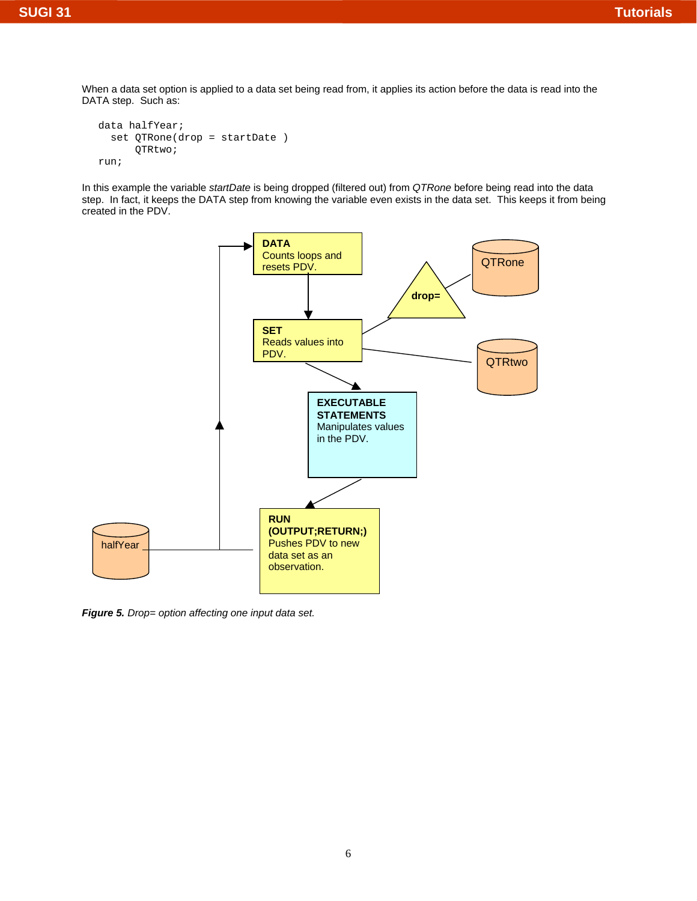When a data set option is applied to a data set being read from, it applies its action before the data is read into the DATA step. Such as:

```
data halfYear;
  set QTRone(drop = startDate )
      QTRtwo;
run;
```

In this example the variable *startDate* is being dropped (filtered out) from *QTRone* before being read into the data step. In fact, it keeps the DATA step from knowing the variable even exists in the data set. This keeps it from being created in the PDV.

**DATA** Counts loops and resets PDV.

**SET** Reads values into PDV.

**drop=**

QTRone

QTRtwo

**EXECUTABLE STATEMENTS** Manipulates values in the PDV.

**RUN (OUTPUT;RETURN;)** Pushes PDV to new data set as an observation.

halfYear

***Figure 5.*** *Drop= option affecting one input data set.*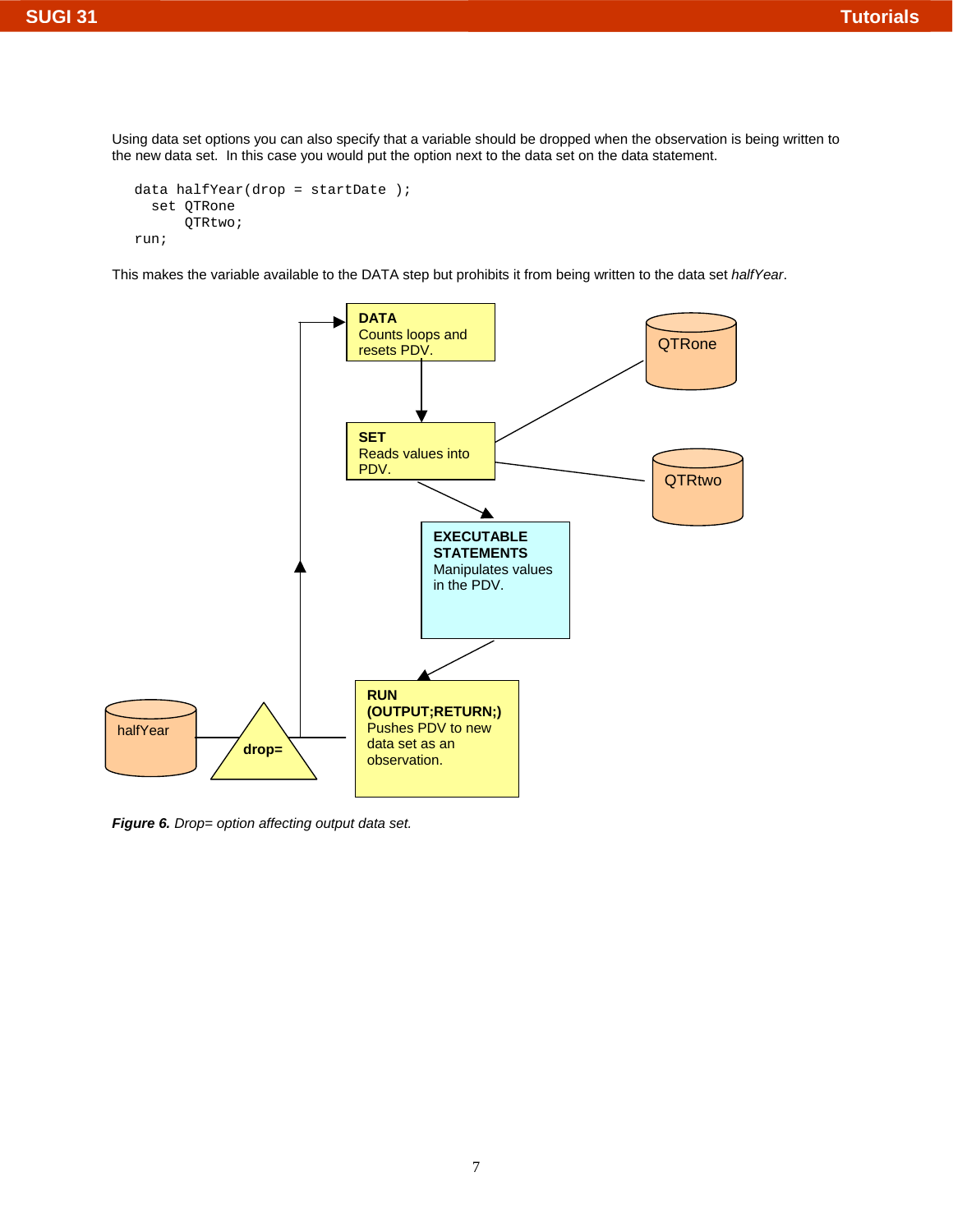Using data set options you can also specify that a variable should be dropped when the observation is being written to the new data set. In this case you would put the option next to the data set on the data statement.

```
data halfYear(drop = startDate );
  set QTRone
      QTRtwo;
run;
```

This makes the variable available to the DATA step but prohibits it from being written to the data set *halfYear*.

**DATA** Counts loops and resets PDV.

**SET** Reads values into PDV.

QTRone

QTRtwo

**EXECUTABLE STATEMENTS** Manipulates values in the PDV.

**RUN (OUTPUT;RETURN;)** Pushes PDV to new data set as an observation.

**drop=**

halfYear

***Figure 6.*** *Drop= option affecting output data set.*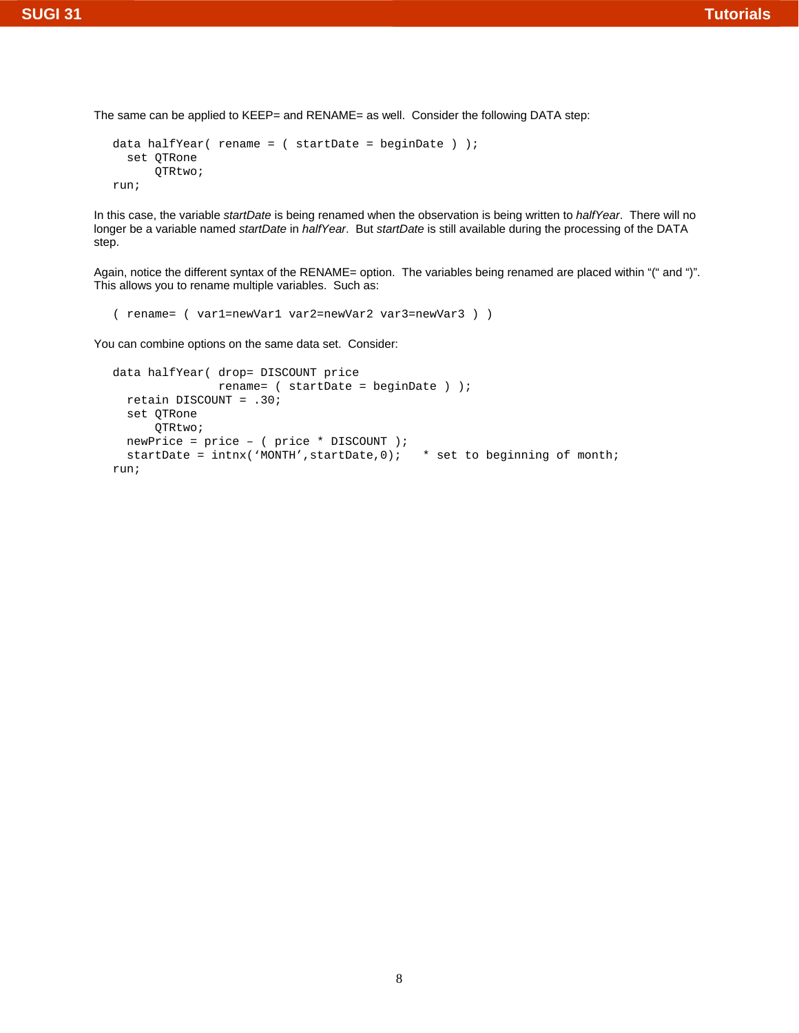The same can be applied to KEEP= and RENAME= as well.  Consider the following DATA step:

```
data halfYear( rename = ( startDate = beginDate ) );
  set QTRone
      QTRtwo;
run;
```

In this case, the variable *startDate* is being renamed when the observation is being written to *halfYear*.  There will no longer be a variable named *startDate* in *halfYear*.  But *startDate* is still available during the processing of the DATA step.

Again, notice the different syntax of the RENAME= option.  The variables being renamed are placed within "(" and ")". This allows you to rename multiple variables.  Such as:

```
( rename= ( var1=newVar1 var2=newVar2 var3=newVar3 ) )
```

You can combine options on the same data set.  Consider:

```
data halfYear( drop= DISCOUNT price
               rename= ( startDate = beginDate ) );
  retain DISCOUNT = .30;
  set QTRone
      QTRtwo;
  newPrice = price – ( price * DISCOUNT );
  startDate = intnx('MONTH',startDate,0);   * set to beginning of month;
run;
```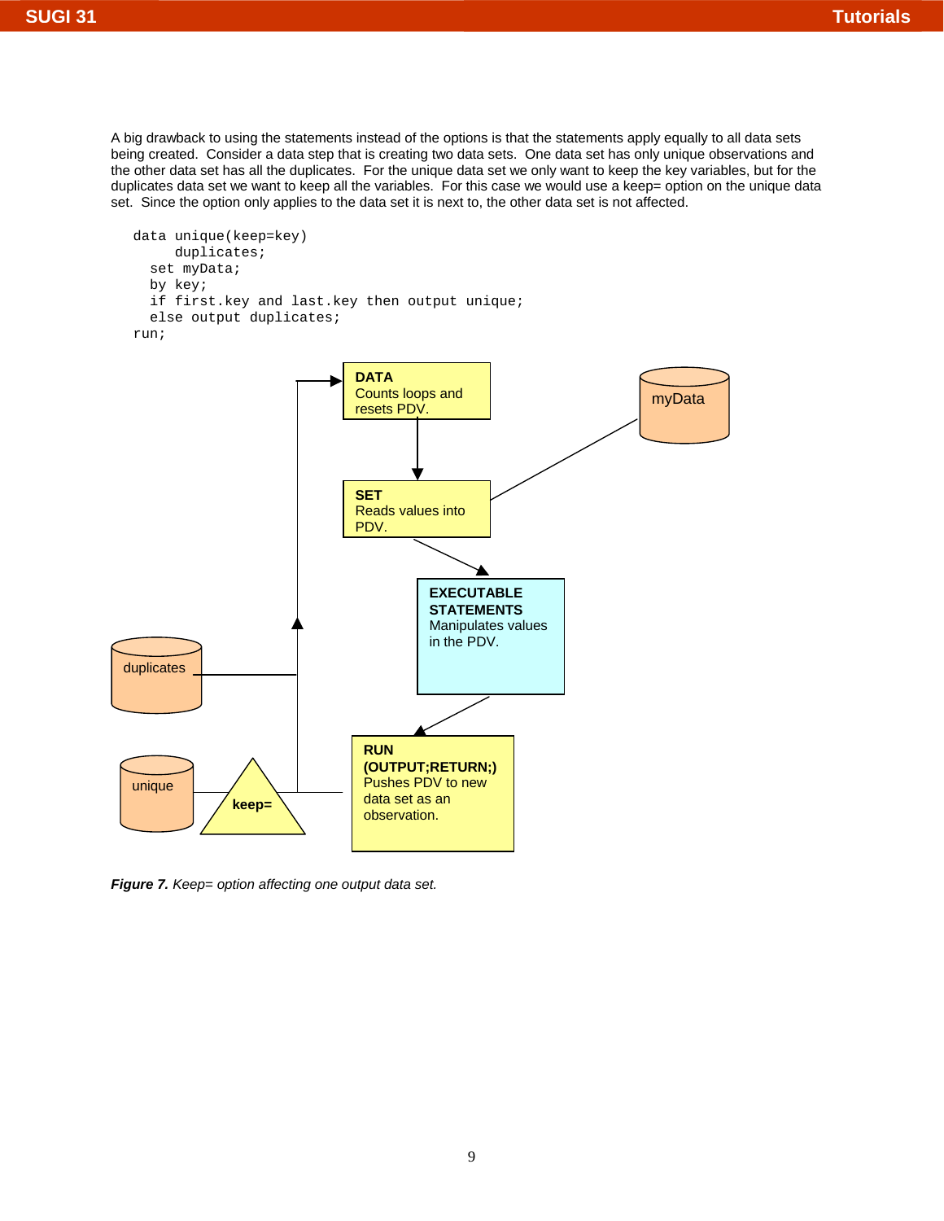A big drawback to using the statements instead of the options is that the statements apply equally to all data sets being created. Consider a data step that is creating two data sets. One data set has only unique observations and the other data set has all the duplicates. For the unique data set we only want to keep the key variables, but for the duplicates data set we want to keep all the variables. For this case we would use a keep= option on the unique data set. Since the option only applies to the data set it is next to, the other data set is not affected.

```
data unique(keep=key)
     duplicates;
  set myData;
  by key;
  if first.key and last.key then output unique;
  else output duplicates;
run;
```

DATA
Counts loops and resets PDV.

SET
Reads values into PDV.

myData

EXECUTABLE STATEMENTS
Manipulates values in the PDV.

RUN
(OUTPUT;RETURN;)
Pushes PDV to new data set as an observation.

duplicates

unique

keep=

***Figure 7.*** *Keep= option affecting one output data set.*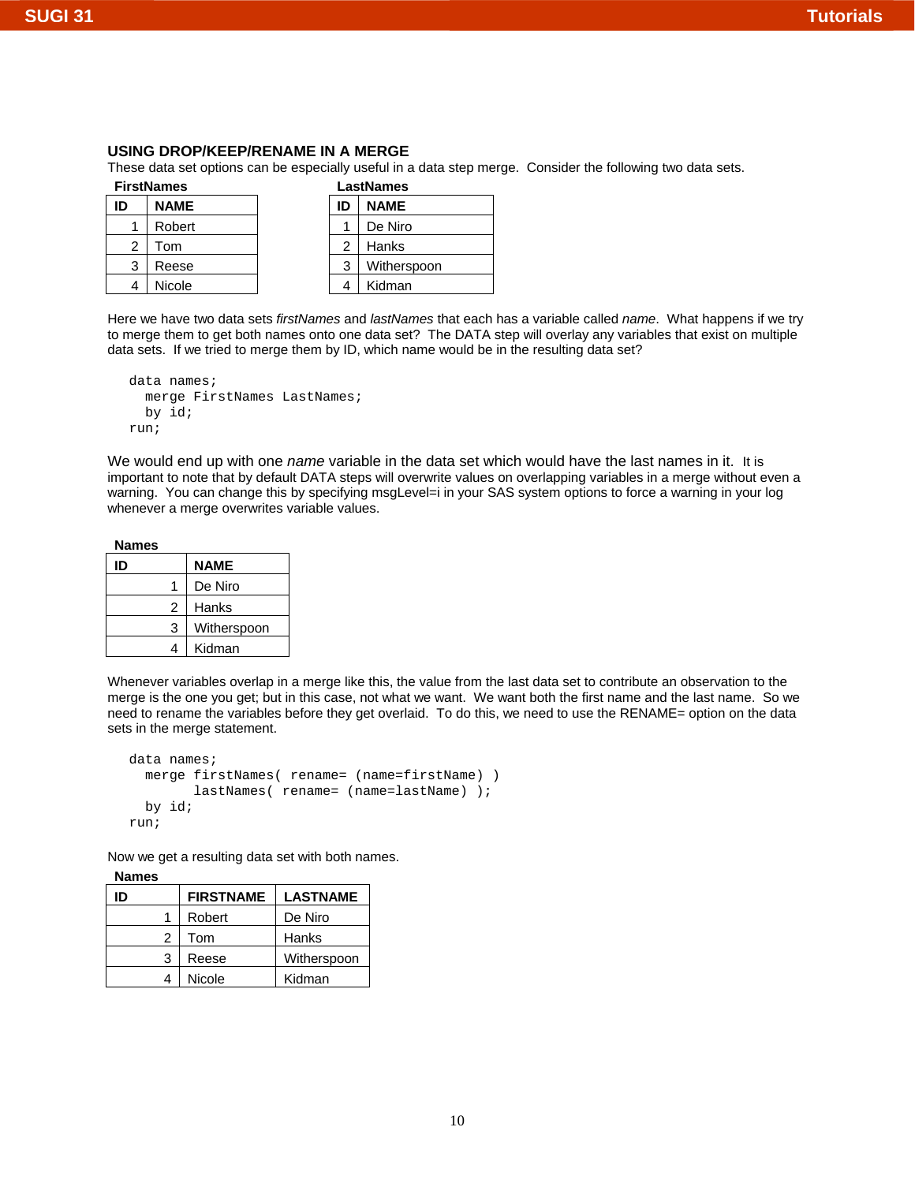## USING DROP/KEEP/RENAME IN A MERGE

These data set options can be especially useful in a data step merge. Consider the following two data sets.

**FirstNames**

| ID | NAME |
|---|---|
| 1 | Robert |
| 2 | Tom |
| 3 | Reese |
| 4 | Nicole |

**LastNames**

| ID | NAME |
|---|---|
| 1 | De Niro |
| 2 | Hanks |
| 3 | Witherspoon |
| 4 | Kidman |

Here we have two data sets *firstNames* and *lastNames* that each has a variable called *name*. What happens if we try to merge them to get both names onto one data set? The DATA step will overlay any variables that exist on multiple data sets. If we tried to merge them by ID, which name would be in the resulting data set?

```
data names;
  merge FirstNames LastNames;
  by id;
run;
```

We would end up with one *name* variable in the data set which would have the last names in it. It is important to note that by default DATA steps will overwrite values on overlapping variables in a merge without even a warning. You can change this by specifying msgLevel=i in your SAS system options to force a warning in your log whenever a merge overwrites variable values.

**Names**

| ID | NAME |
|---|---|
| 1 | De Niro |
| 2 | Hanks |
| 3 | Witherspoon |
| 4 | Kidman |

Whenever variables overlap in a merge like this, the value from the last data set to contribute an observation to the merge is the one you get; but in this case, not what we want. We want both the first name and the last name. So we need to rename the variables before they get overlaid. To do this, we need to use the RENAME= option on the data sets in the merge statement.

```
data names;
  merge firstNames( rename= (name=firstName) )
        lastNames( rename= (name=lastName) );
  by id;
run;
```

Now we get a resulting data set with both names.

**Names**

| ID | FIRSTNAME | LASTNAME |
|---|---|---|
| 1 | Robert | De Niro |
| 2 | Tom | Hanks |
| 3 | Reese | Witherspoon |
| 4 | Nicole | Kidman |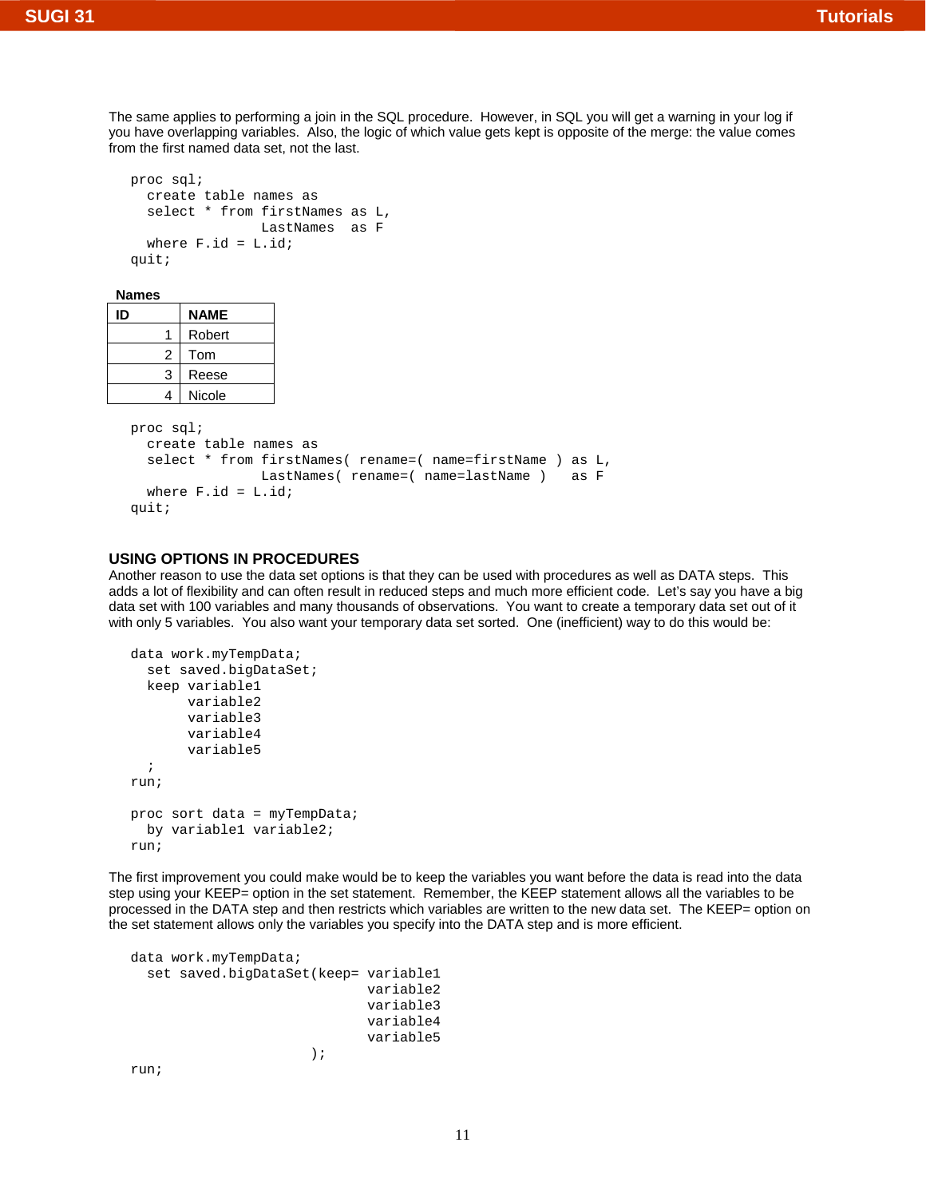The same applies to performing a join in the SQL procedure. However, in SQL you will get a warning in your log if you have overlapping variables. Also, the logic of which value gets kept is opposite of the merge: the value comes from the first named data set, not the last.

```
proc sql;
  create table names as
  select * from firstNames as L,
                LastNames  as F
  where F.id = L.id;
quit;
```

**Names**

| ID | NAME |
|---|---|
| 1 | Robert |
| 2 | Tom |
| 3 | Reese |
| 4 | Nicole |

```
proc sql;
  create table names as
  select * from firstNames( rename=( name=firstName ) as L,
                LastNames( rename=( name=lastName )   as F
  where F.id = L.id;
quit;
```

## USING OPTIONS IN PROCEDURES

Another reason to use the data set options is that they can be used with procedures as well as DATA steps. This adds a lot of flexibility and can often result in reduced steps and much more efficient code. Let's say you have a big data set with 100 variables and many thousands of observations. You want to create a temporary data set out of it with only 5 variables. You also want your temporary data set sorted. One (inefficient) way to do this would be:

```
data work.myTempData;
  set saved.bigDataSet;
  keep variable1
       variable2
       variable3
       variable4
       variable5
  ;
run;

proc sort data = myTempData;
  by variable1 variable2;
run;
```

The first improvement you could make would be to keep the variables you want before the data is read into the data step using your KEEP= option in the set statement. Remember, the KEEP statement allows all the variables to be processed in the DATA step and then restricts which variables are written to the new data set. The KEEP= option on the set statement allows only the variables you specify into the DATA step and is more efficient.

```
data work.myTempData;
  set saved.bigDataSet(keep= variable1
                             variable2
                             variable3
                             variable4
                             variable5
                      );
run;
```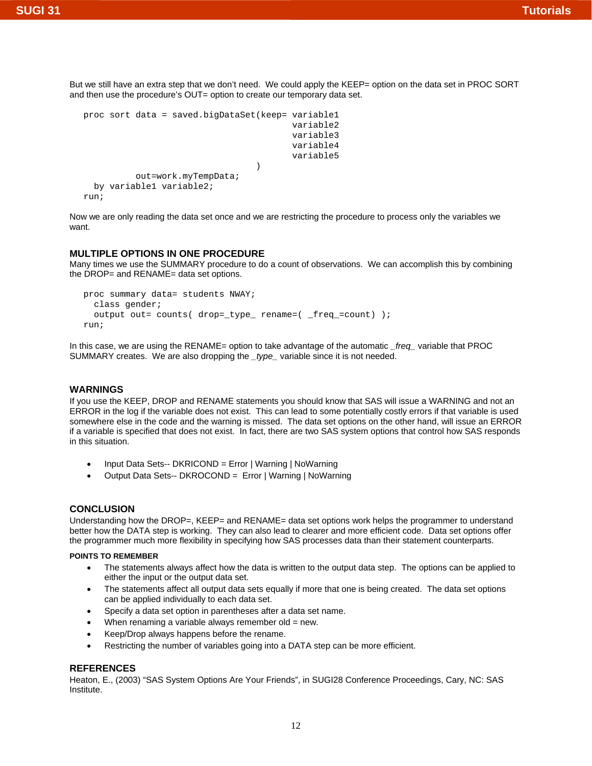But we still have an extra step that we don't need. We could apply the KEEP= option on the data set in PROC SORT and then use the procedure's OUT= option to create our temporary data set.

```
proc sort data = saved.bigDataSet(keep= variable1
                                        variable2
                                        variable3
                                        variable4
                                        variable5
                                 )
          out=work.myTempData;
  by variable1 variable2;
run;
```

Now we are only reading the data set once and we are restricting the procedure to process only the variables we want.

## MULTIPLE OPTIONS IN ONE PROCEDURE

Many times we use the SUMMARY procedure to do a count of observations. We can accomplish this by combining the DROP= and RENAME= data set options.

```
proc summary data= students NWAY;
  class gender;
  output out= counts( drop=_type_ rename=( _freq_=count) );
run;
```

In this case, we are using the RENAME= option to take advantage of the automatic *_freq_* variable that PROC SUMMARY creates. We are also dropping the *_type_* variable since it is not needed.

## WARNINGS

If you use the KEEP, DROP and RENAME statements you should know that SAS will issue a WARNING and not an ERROR in the log if the variable does not exist. This can lead to some potentially costly errors if that variable is used somewhere else in the code and the warning is missed. The data set options on the other hand, will issue an ERROR if a variable is specified that does not exist. In fact, there are two SAS system options that control how SAS responds in this situation.

- Input Data Sets-- DKRICOND = Error | Warning | NoWarning
- Output Data Sets-- DKROCOND = Error | Warning | NoWarning

## CONCLUSION

Understanding how the DROP=, KEEP= and RENAME= data set options work helps the programmer to understand better how the DATA step is working. They can also lead to clearer and more efficient code. Data set options offer the programmer much more flexibility in specifying how SAS processes data than their statement counterparts.

### POINTS TO REMEMBER

- The statements always affect how the data is written to the output data step. The options can be applied to either the input or the output data set.
- The statements affect all output data sets equally if more that one is being created. The data set options can be applied individually to each data set.
- Specify a data set option in parentheses after a data set name.
- When renaming a variable always remember old = new.
- Keep/Drop always happens before the rename.
- Restricting the number of variables going into a DATA step can be more efficient.

## REFERENCES

Heaton, E., (2003) "SAS System Options Are Your Friends", in SUGI28 Conference Proceedings, Cary, NC: SAS Institute.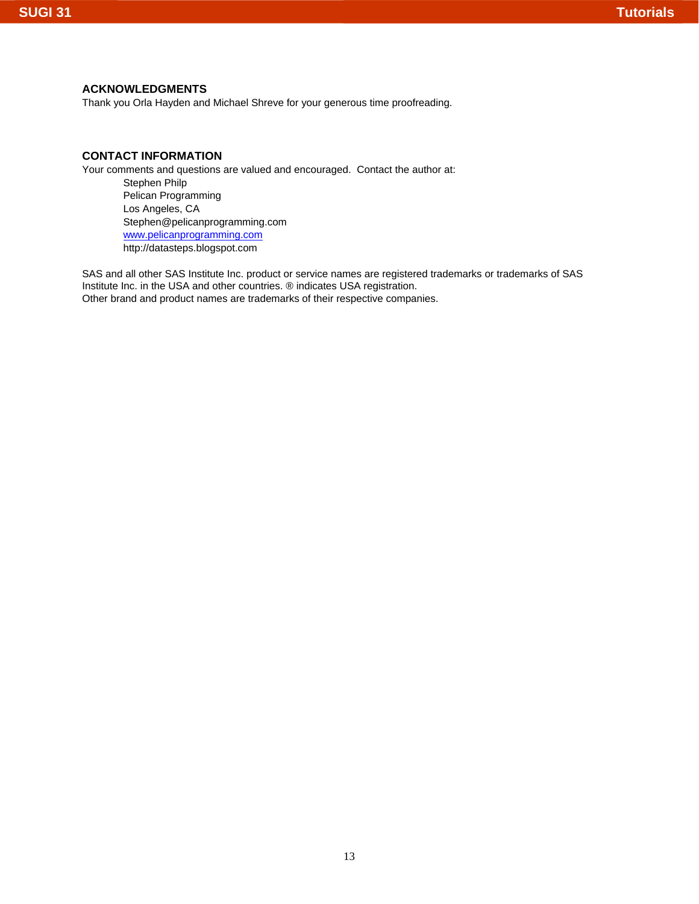## ACKNOWLEDGMENTS

Thank you Orla Hayden and Michael Shreve for your generous time proofreading.

## CONTACT INFORMATION

Your comments and questions are valued and encouraged. Contact the author at:

Stephen Philp
Pelican Programming
Los Angeles, CA
Stephen@pelicanprogramming.com
www.pelicanprogramming.com
http://datasteps.blogspot.com

SAS and all other SAS Institute Inc. product or service names are registered trademarks or trademarks of SAS Institute Inc. in the USA and other countries. ® indicates USA registration.
Other brand and product names are trademarks of their respective companies.